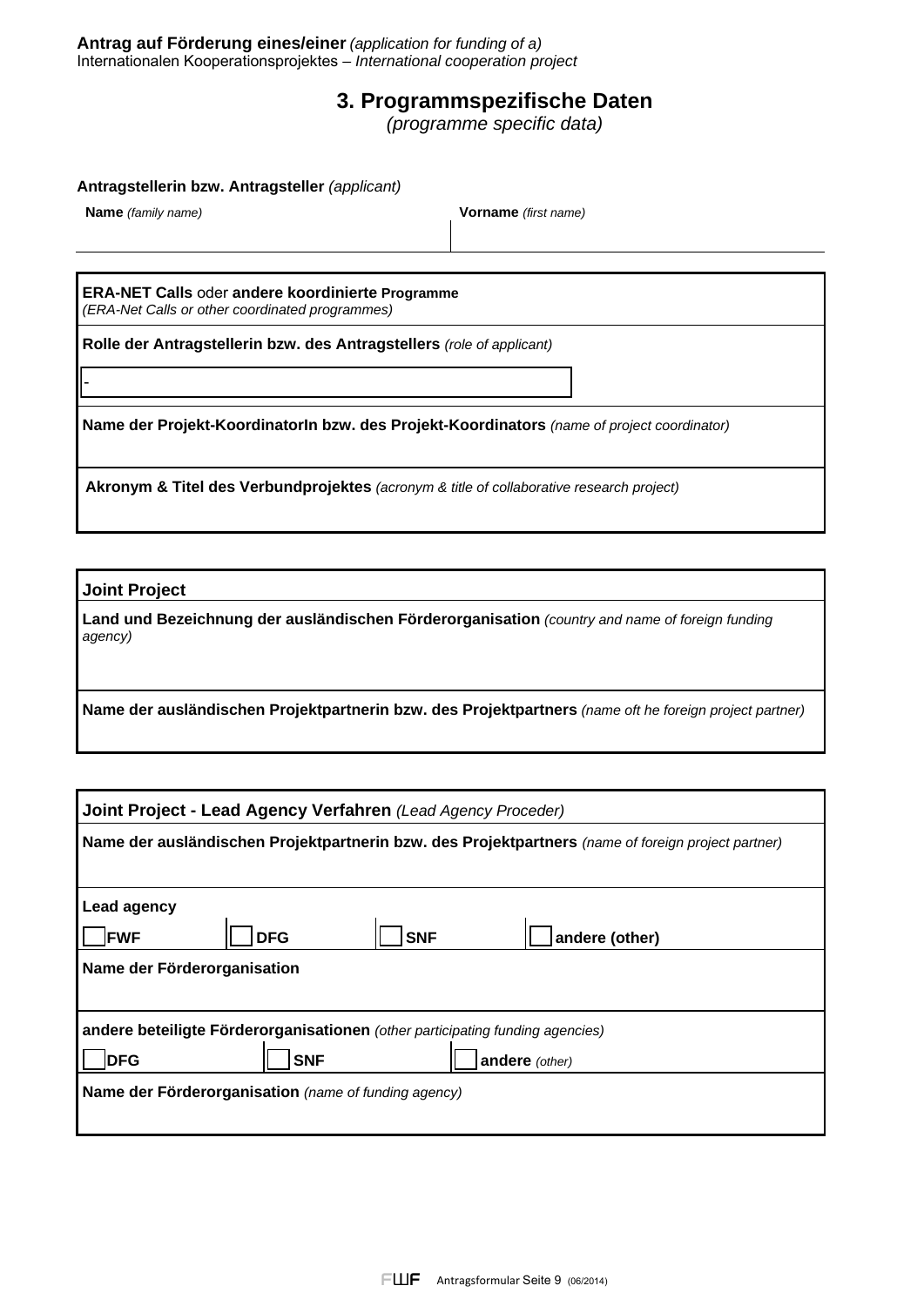**Antrag auf Förderung eines/einer** *(application for funding of a)*
Internationalen Kooperationsprojektes – *International cooperation project*

## 3. Programmspezifische Daten

*(programme specific data)*

**Antragstellerin bzw. Antragsteller** *(applicant)*

| **Name** *(family name)* | **Vorname** *(first name)* |
|---|---|
| | |

| **ERA-NET Calls** oder **andere koordinierte Programme** *(ERA-Net Calls or other coordinated programmes)* |
|---|
| **Rolle der Antragstellerin bzw. des Antragstellers** *(role of applicant)* |
| - |
| **Name der Projekt-KoordinatorIn bzw. des Projekt-Koordinators** *(name of project coordinator)* |
| **Akronym & Titel des Verbundprojektes** *(acronym & title of collaborative research project)* |

| **Joint Project** |
|---|
| **Land und Bezeichnung der ausländischen Förderorganisation** *(country and name of foreign funding agency)* |
| **Name der ausländischen Projektpartnerin bzw. des Projektpartners** *(name oft he foreign project partner)* |

| **Joint Project - Lead Agency Verfahren** *(Lead Agency Proceder)* | | | |
|---|---|---|---|
| **Name der ausländischen Projektpartnerin bzw. des Projektpartners** *(name of foreign project partner)* | | | |
| **Lead agency** | | | |
| ☐ **FWF** | ☐ **DFG** | ☐ **SNF** | ☐ **andere (other)** |
| **Name der Förderorganisation** | | | |
| **andere beteiligte Förderorganisationen** *(other participating funding agencies)* | | | |
| ☐ **DFG** | ☐ **SNF** | ☐ **andere** *(other)* | |
| **Name der Förderorganisation** *(name of funding agency)* | | | |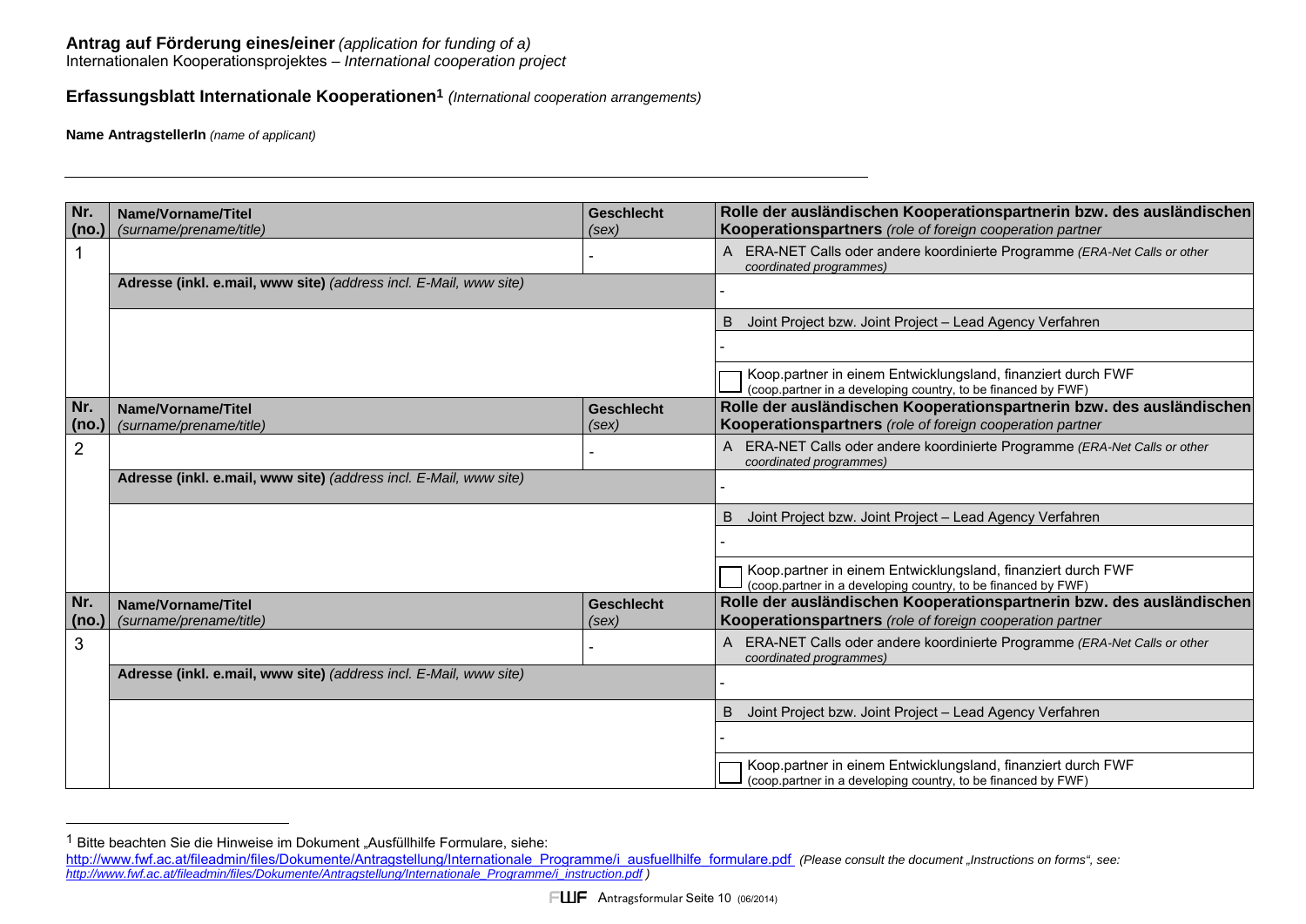**Antrag auf Förderung eines/einer** *(application for funding of a)*
Internationalen Kooperationsprojektes – *International cooperation project*

**Erfassungsblatt Internationale Kooperationen**[1] *(International cooperation arrangements)*

**Name AntragstellerIn** *(name of applicant)*

______________________________________________________________________________

| Nr. *(no.)* | Name/Vorname/Titel *(surname/prename/title)* | Geschlecht *(sex)* | Rolle der ausländischen Kooperationspartnerin bzw. des ausländischen Kooperationspartners *(role of foreign cooperation partner* |
|---|---|---|---|
| 1 | | - | A ERA-NET Calls oder andere koordinierte Programme *(ERA-Net Calls or other coordinated programmes)* |
| | **Adresse (inkl. e.mail, www site)** *(address incl. E-Mail, www site)* | | - |
| | | | B Joint Project bzw. Joint Project – Lead Agency Verfahren |
| | | | - |
| | | | ☐ Koop.partner in einem Entwicklungsland, finanziert durch FWF (coop.partner in a developing country, to be financed by FWF) |
| **Nr. *(no.)*** | **Name/Vorname/Titel** *(surname/prename/title)* | **Geschlecht** *(sex)* | **Rolle der ausländischen Kooperationspartnerin bzw. des ausländischen Kooperationspartners** *(role of foreign cooperation partner* |
| 2 | | - | A ERA-NET Calls oder andere koordinierte Programme *(ERA-Net Calls or other coordinated programmes)* |
| | **Adresse (inkl. e.mail, www site)** *(address incl. E-Mail, www site)* | | - |
| | | | B Joint Project bzw. Joint Project – Lead Agency Verfahren |
| | | | - |
| | | | ☐ Koop.partner in einem Entwicklungsland, finanziert durch FWF (coop.partner in a developing country, to be financed by FWF) |
| **Nr. *(no.)*** | **Name/Vorname/Titel** *(surname/prename/title)* | **Geschlecht** *(sex)* | **Rolle der ausländischen Kooperationspartnerin bzw. des ausländischen Kooperationspartners** *(role of foreign cooperation partner* |
| 3 | | - | A ERA-NET Calls oder andere koordinierte Programme *(ERA-Net Calls or other coordinated programmes)* |
| | **Adresse (inkl. e.mail, www site)** *(address incl. E-Mail, www site)* | | - |
| | | | B Joint Project bzw. Joint Project – Lead Agency Verfahren |
| | | | - |
| | | | ☐ Koop.partner in einem Entwicklungsland, finanziert durch FWF (coop.partner in a developing country, to be financed by FWF) |

[1] Bitte beachten Sie die Hinweise im Dokument „Ausfüllhilfe Formulare, siehe: http://www.fwf.ac.at/fileadmin/files/Dokumente/Antragstellung/Internationale_Programme/i_ausfuellhilfe_formulare.pdf *(Please consult the document „Instructions on forms", see: http://www.fwf.ac.at/fileadmin/files/Dokumente/Antragstellung/Internationale_Programme/i_instruction.pdf )*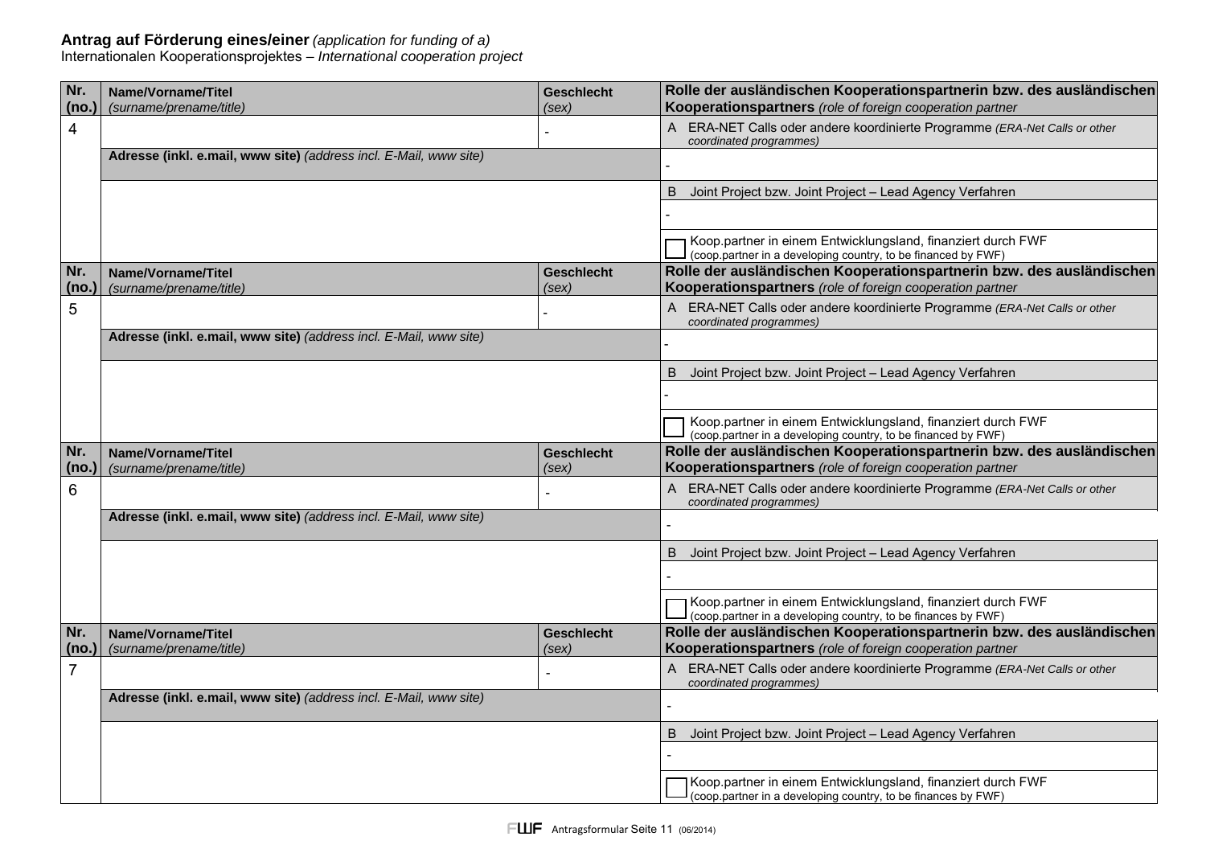**Antrag auf Förderung eines/einer** *(application for funding of a)*
Internationalen Kooperationsprojektes – *International cooperation project*

| Nr. *(no.)* | Name/Vorname/Titel *(surname/prename/title)* | Geschlecht *(sex)* | Rolle der ausländischen Kooperationspartnerin bzw. des ausländischen Kooperationspartners *(role of foreign cooperation partner* |
|---|---|---|---|
| 4 | | - | A ERA-NET Calls oder andere koordinierte Programme *(ERA-Net Calls or other coordinated programmes)* |
| | **Adresse (inkl. e.mail, www site)** *(address incl. E-Mail, www site)* | | - |
| | | | B Joint Project bzw. Joint Project – Lead Agency Verfahren |
| | | | - |
| | | | ☐ Koop.partner in einem Entwicklungsland, finanziert durch FWF (coop.partner in a developing country, to be financed by FWF) |
| **Nr. (no.)** | **Name/Vorname/Titel** *(surname/prename/title)* | **Geschlecht** *(sex)* | **Rolle der ausländischen Kooperationspartnerin bzw. des ausländischen Kooperationspartners** *(role of foreign cooperation partner* |
| 5 | | - | A ERA-NET Calls oder andere koordinierte Programme *(ERA-Net Calls or other coordinated programmes)* |
| | **Adresse (inkl. e.mail, www site)** *(address incl. E-Mail, www site)* | | - |
| | | | B Joint Project bzw. Joint Project – Lead Agency Verfahren |
| | | | - |
| | | | ☐ Koop.partner in einem Entwicklungsland, finanziert durch FWF (coop.partner in a developing country, to be financed by FWF) |
| **Nr. (no.)** | **Name/Vorname/Titel** *(surname/prename/title)* | **Geschlecht** *(sex)* | **Rolle der ausländischen Kooperationspartnerin bzw. des ausländischen Kooperationspartners** *(role of foreign cooperation partner* |
| 6 | | - | A ERA-NET Calls oder andere koordinierte Programme *(ERA-Net Calls or other coordinated programmes)* |
| | **Adresse (inkl. e.mail, www site)** *(address incl. E-Mail, www site)* | | - |
| | | | B Joint Project bzw. Joint Project – Lead Agency Verfahren |
| | | | - |
| | | | ☐ Koop.partner in einem Entwicklungsland, finanziert durch FWF (coop.partner in a developing country, to be finances by FWF) |
| **Nr. (no.)** | **Name/Vorname/Titel** *(surname/prename/title)* | **Geschlecht** *(sex)* | **Rolle der ausländischen Kooperationspartnerin bzw. des ausländischen Kooperationspartners** *(role of foreign cooperation partner* |
| 7 | | - | A ERA-NET Calls oder andere koordinierte Programme *(ERA-Net Calls or other coordinated programmes)* |
| | **Adresse (inkl. e.mail, www site)** *(address incl. E-Mail, www site)* | | - |
| | | | B Joint Project bzw. Joint Project – Lead Agency Verfahren |
| | | | - |
| | | | ☐ Koop.partner in einem Entwicklungsland, finanziert durch FWF (coop.partner in a developing country, to be finances by FWF) |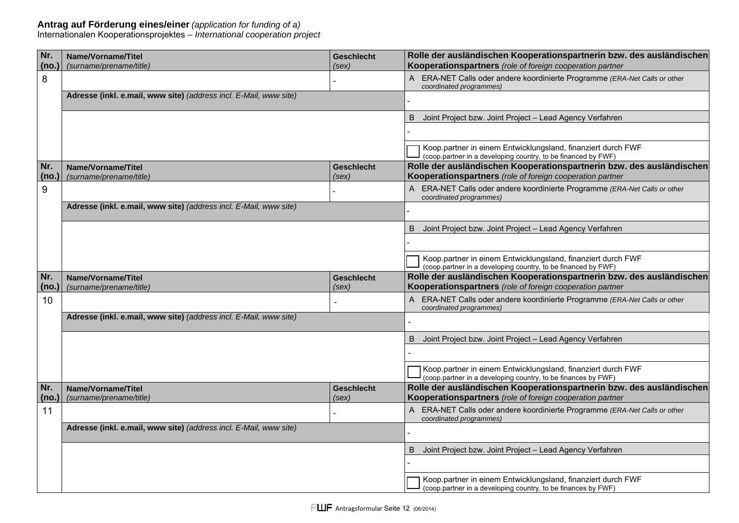**Antrag auf Förderung eines/einer** *(application for funding of a)*
Internationalen Kooperationsprojektes – *International cooperation project*

| Nr. *(no.)* | Name/Vorname/Titel *(surname/prename/title)* | Geschlecht *(sex)* | Rolle der ausländischen Kooperationspartnerin bzw. des ausländischen Kooperationspartners *(role of foreign cooperation partner* |
|---|---|---|---|
| 8 | | - | A ERA-NET Calls oder andere koordinierte Programme *(ERA-Net Calls or other coordinated programmes)* |
| | **Adresse (inkl. e.mail, www site)** *(address incl. E-Mail, www site)* | | - |
| | | | B Joint Project bzw. Joint Project – Lead Agency Verfahren |
| | | | - |
| | | | ☐ Koop.partner in einem Entwicklungsland, finanziert durch FWF (coop.partner in a developing country, to be financed by FWF) |
| **Nr. *(no.)*** | **Name/Vorname/Titel** *(surname/prename/title)* | **Geschlecht** *(sex)* | **Rolle der ausländischen Kooperationspartnerin bzw. des ausländischen Kooperationspartners** *(role of foreign cooperation partner* |
| 9 | | - | A ERA-NET Calls oder andere koordinierte Programme *(ERA-Net Calls or other coordinated programmes)* |
| | **Adresse (inkl. e.mail, www site)** *(address incl. E-Mail, www site)* | | - |
| | | | B Joint Project bzw. Joint Project – Lead Agency Verfahren |
| | | | - |
| | | | ☐ Koop.partner in einem Entwicklungsland, finanziert durch FWF (coop.partner in a developing country, to be financed by FWF) |
| **Nr. *(no.)*** | **Name/Vorname/Titel** *(surname/prename/title)* | **Geschlecht** *(sex)* | **Rolle der ausländischen Kooperationspartnerin bzw. des ausländischen Kooperationspartners** *(role of foreign cooperation partner* |
| 10 | | - | A ERA-NET Calls oder andere koordinierte Programme *(ERA-Net Calls or other coordinated programmes)* |
| | **Adresse (inkl. e.mail, www site)** *(address incl. E-Mail, www site)* | | - |
| | | | B Joint Project bzw. Joint Project – Lead Agency Verfahren |
| | | | - |
| | | | ☐ Koop.partner in einem Entwicklungsland, finanziert durch FWF (coop.partner in a developing country, to be finances by FWF) |
| **Nr. *(no.)*** | **Name/Vorname/Titel** *(surname/prename/title)* | **Geschlecht** *(sex)* | **Rolle der ausländischen Kooperationspartnerin bzw. des ausländischen Kooperationspartners** *(role of foreign cooperation partner* |
| 11 | | - | A ERA-NET Calls oder andere koordinierte Programme *(ERA-Net Calls or other coordinated programmes)* |
| | **Adresse (inkl. e.mail, www site)** *(address incl. E-Mail, www site)* | | - |
| | | | B Joint Project bzw. Joint Project – Lead Agency Verfahren |
| | | | - |
| | | | ☐ Koop.partner in einem Entwicklungsland, finanziert durch FWF (coop.partner in a developing country, to be finances by FWF) |